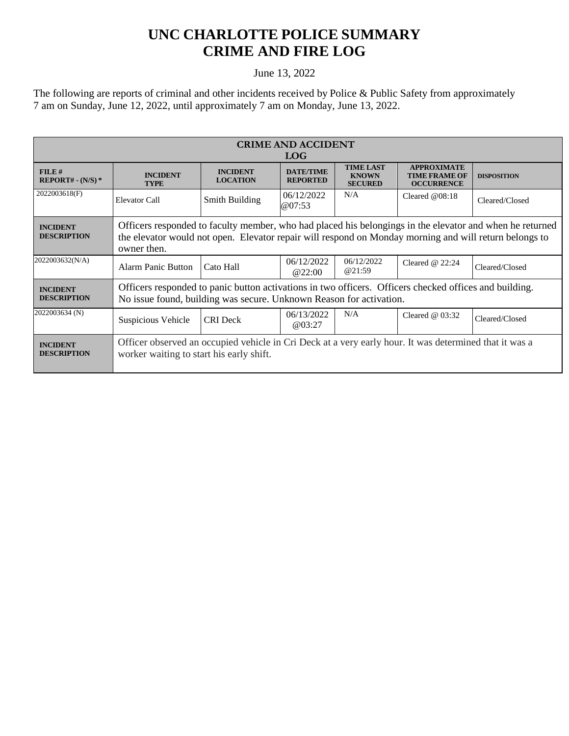# UNC CHARLOTTE POLICE SUMMARY
# CRIME AND FIRE LOG

June 13, 2022

The following are reports of criminal and other incidents received by Police & Public Safety from approximately 7 am on Sunday, June 12, 2022, until approximately 7 am on Monday, June 13, 2022.

| CRIME AND ACCIDENT LOG | | | | | | |
|---|---|---|---|---|---|---|
| **FILE # REPORT# - (N/S) *** | **INCIDENT TYPE** | **INCIDENT LOCATION** | **DATE/TIME REPORTED** | **TIME LAST KNOWN SECURED** | **APPROXIMATE TIME FRAME OF OCCURRENCE** | **DISPOSITION** |
| 2022003618(F) | Elevator Call | Smith Building | 06/12/2022 @07:53 | N/A | Cleared @08:18 | Cleared/Closed |
| **INCIDENT DESCRIPTION** | Officers responded to faculty member, who had placed his belongings in the elevator and when he returned the elevator would not open. Elevator repair will respond on Monday morning and will return belongs to owner then. | | | | | |
| 2022003632(N/A) | Alarm Panic Button | Cato Hall | 06/12/2022 @22:00 | 06/12/2022 @21:59 | Cleared @ 22:24 | Cleared/Closed |
| **INCIDENT DESCRIPTION** | Officers responded to panic button activations in two officers. Officers checked offices and building. No issue found, building was secure. Unknown Reason for activation. | | | | | |
| 2022003634 (N) | Suspicious Vehicle | CRI Deck | 06/13/2022 @03:27 | N/A | Cleared @ 03:32 | Cleared/Closed |
| **INCIDENT DESCRIPTION** | Officer observed an occupied vehicle in Cri Deck at a very early hour. It was determined that it was a worker waiting to start his early shift. | | | | | |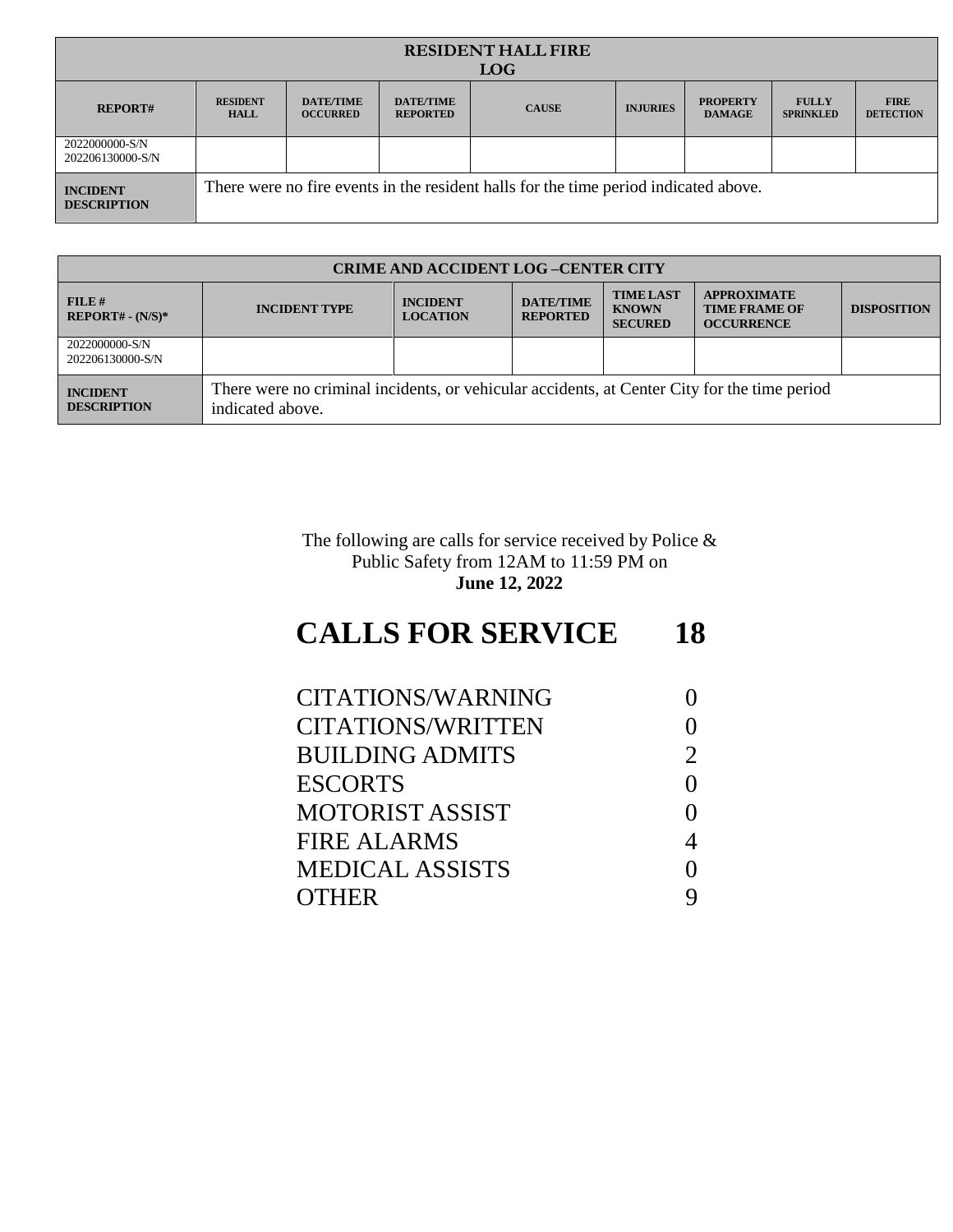| RESIDENT HALL FIRE LOG | | | | | | | | |
|---|---|---|---|---|---|---|---|---|
| **REPORT#** | **RESIDENT HALL** | **DATE/TIME OCCURRED** | **DATE/TIME REPORTED** | **CAUSE** | **INJURIES** | **PROPERTY DAMAGE** | **FULLY SPRINKLED** | **FIRE DETECTION** |
| 2022000000-S/N 202206130000-S/N | | | | | | | | |
| **INCIDENT DESCRIPTION** | There were no fire events in the resident halls for the time period indicated above. | | | | | | | |

| CRIME AND ACCIDENT LOG –CENTER CITY | | | | | | |
|---|---|---|---|---|---|---|
| **FILE # REPORT# - (N/S)*** | **INCIDENT TYPE** | **INCIDENT LOCATION** | **DATE/TIME REPORTED** | **TIME LAST KNOWN SECURED** | **APPROXIMATE TIME FRAME OF OCCURRENCE** | **DISPOSITION** |
| 2022000000-S/N 202206130000-S/N | | | | | | |
| **INCIDENT DESCRIPTION** | There were no criminal incidents, or vehicular accidents, at Center City for the time period indicated above. | | | | | |

The following are calls for service received by Police & Public Safety from 12AM to 11:59 PM on
**June 12, 2022**

# CALLS FOR SERVICE 18

| | |
|---|---|
| CITATIONS/WARNING | 0 |
| CITATIONS/WRITTEN | 0 |
| BUILDING ADMITS | 2 |
| ESCORTS | 0 |
| MOTORIST ASSIST | 0 |
| FIRE ALARMS | 4 |
| MEDICAL ASSISTS | 0 |
| OTHER | 9 |